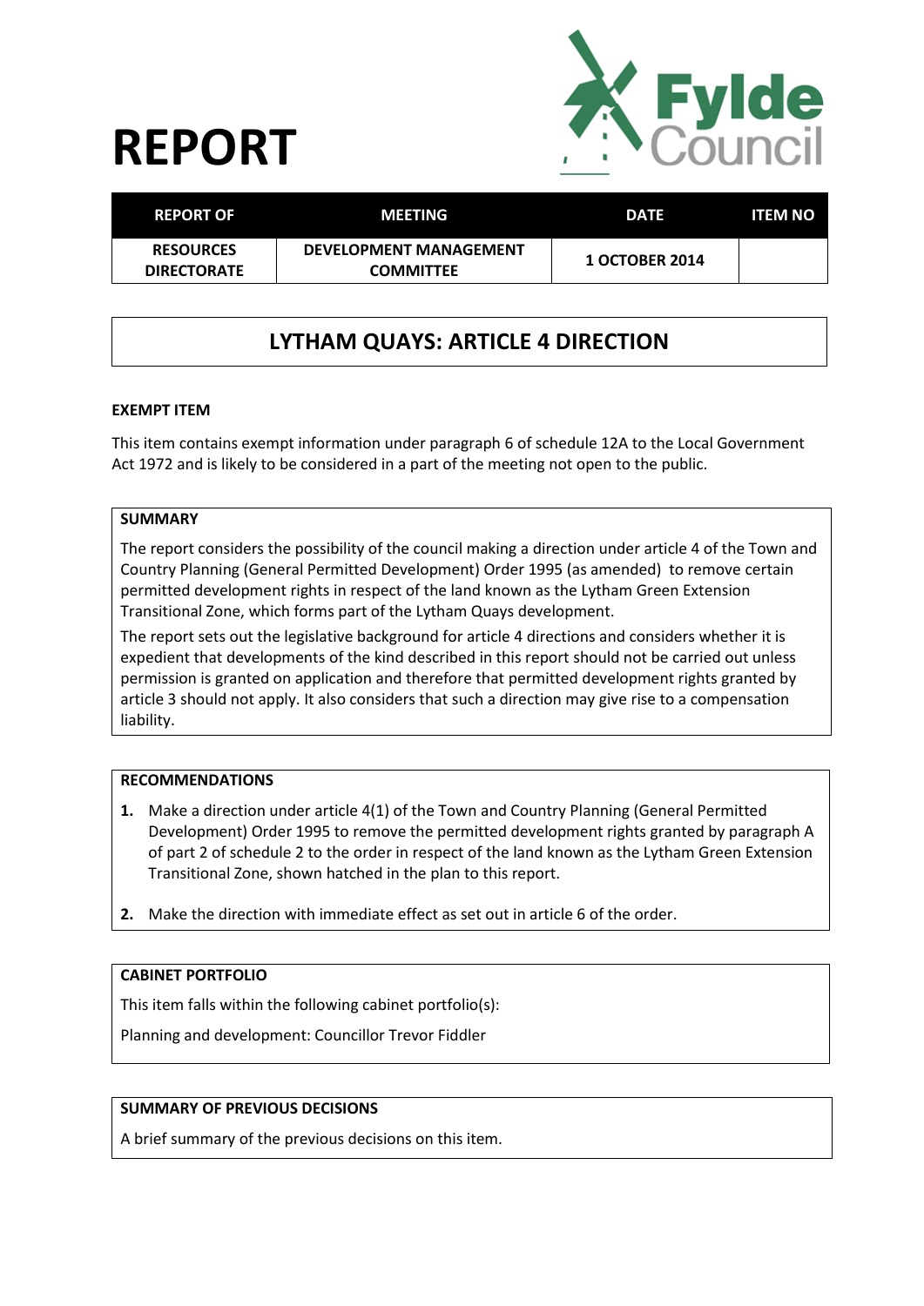# REPORT

| REPORT OF | MEETING | DATE | ITEM NO |
|---|---|---|---|
| RESOURCES DIRECTORATE | DEVELOPMENT MANAGEMENT COMMITTEE | 1 OCTOBER 2014 | |

## LYTHAM QUAYS: ARTICLE 4 DIRECTION

### EXEMPT ITEM

This item contains exempt information under paragraph 6 of schedule 12A to the Local Government Act 1972 and is likely to be considered in a part of the meeting not open to the public.

### SUMMARY

The report considers the possibility of the council making a direction under article 4 of the Town and Country Planning (General Permitted Development) Order 1995 (as amended) to remove certain permitted development rights in respect of the land known as the Lytham Green Extension Transitional Zone, which forms part of the Lytham Quays development.

The report sets out the legislative background for article 4 directions and considers whether it is expedient that developments of the kind described in this report should not be carried out unless permission is granted on application and therefore that permitted development rights granted by article 3 should not apply. It also considers that such a direction may give rise to a compensation liability.

### RECOMMENDATIONS

1. Make a direction under article 4(1) of the Town and Country Planning (General Permitted Development) Order 1995 to remove the permitted development rights granted by paragraph A of part 2 of schedule 2 to the order in respect of the land known as the Lytham Green Extension Transitional Zone, shown hatched in the plan to this report.

2. Make the direction with immediate effect as set out in article 6 of the order.

### CABINET PORTFOLIO

This item falls within the following cabinet portfolio(s):

Planning and development: Councillor Trevor Fiddler

### SUMMARY OF PREVIOUS DECISIONS

A brief summary of the previous decisions on this item.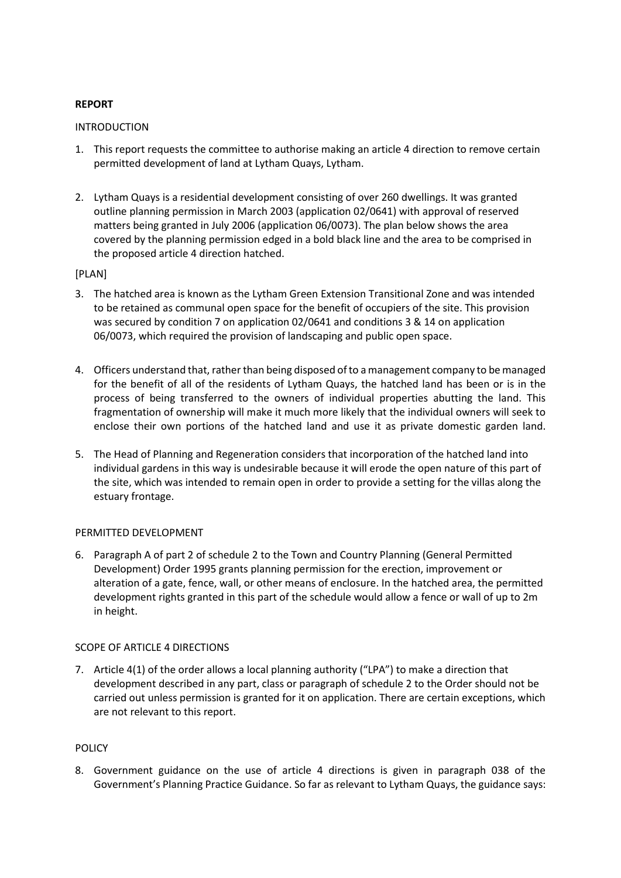**REPORT**

INTRODUCTION

1. This report requests the committee to authorise making an article 4 direction to remove certain permitted development of land at Lytham Quays, Lytham.

2. Lytham Quays is a residential development consisting of over 260 dwellings. It was granted outline planning permission in March 2003 (application 02/0641) with approval of reserved matters being granted in July 2006 (application 06/0073). The plan below shows the area covered by the planning permission edged in a bold black line and the area to be comprised in the proposed article 4 direction hatched.

[PLAN]

3. The hatched area is known as the Lytham Green Extension Transitional Zone and was intended to be retained as communal open space for the benefit of occupiers of the site. This provision was secured by condition 7 on application 02/0641 and conditions 3 & 14 on application 06/0073, which required the provision of landscaping and public open space.

4. Officers understand that, rather than being disposed of to a management company to be managed for the benefit of all of the residents of Lytham Quays, the hatched land has been or is in the process of being transferred to the owners of individual properties abutting the land. This fragmentation of ownership will make it much more likely that the individual owners will seek to enclose their own portions of the hatched land and use it as private domestic garden land.

5. The Head of Planning and Regeneration considers that incorporation of the hatched land into individual gardens in this way is undesirable because it will erode the open nature of this part of the site, which was intended to remain open in order to provide a setting for the villas along the estuary frontage.

PERMITTED DEVELOPMENT

6. Paragraph A of part 2 of schedule 2 to the Town and Country Planning (General Permitted Development) Order 1995 grants planning permission for the erection, improvement or alteration of a gate, fence, wall, or other means of enclosure. In the hatched area, the permitted development rights granted in this part of the schedule would allow a fence or wall of up to 2m in height.

SCOPE OF ARTICLE 4 DIRECTIONS

7. Article 4(1) of the order allows a local planning authority ("LPA") to make a direction that development described in any part, class or paragraph of schedule 2 to the Order should not be carried out unless permission is granted for it on application. There are certain exceptions, which are not relevant to this report.

POLICY

8. Government guidance on the use of article 4 directions is given in paragraph 038 of the Government's Planning Practice Guidance. So far as relevant to Lytham Quays, the guidance says: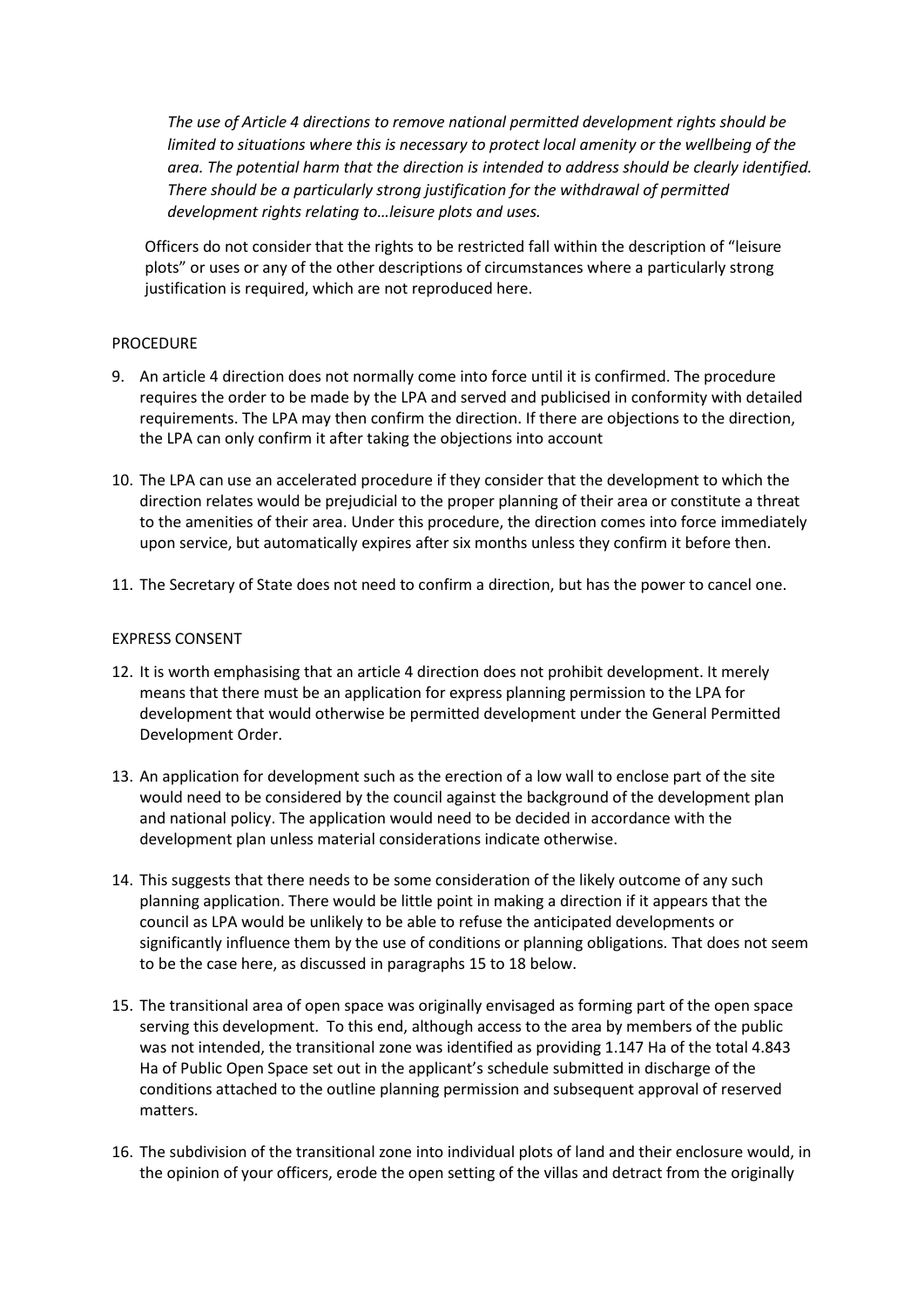> *The use of Article 4 directions to remove national permitted development rights should be limited to situations where this is necessary to protect local amenity or the wellbeing of the area. The potential harm that the direction is intended to address should be clearly identified. There should be a particularly strong justification for the withdrawal of permitted development rights relating to…leisure plots and uses.*

Officers do not consider that the rights to be restricted fall within the description of "leisure plots" or uses or any of the other descriptions of circumstances where a particularly strong justification is required, which are not reproduced here.

PROCEDURE

9. An article 4 direction does not normally come into force until it is confirmed. The procedure requires the order to be made by the LPA and served and publicised in conformity with detailed requirements. The LPA may then confirm the direction. If there are objections to the direction, the LPA can only confirm it after taking the objections into account

10. The LPA can use an accelerated procedure if they consider that the development to which the direction relates would be prejudicial to the proper planning of their area or constitute a threat to the amenities of their area. Under this procedure, the direction comes into force immediately upon service, but automatically expires after six months unless they confirm it before then.

11. The Secretary of State does not need to confirm a direction, but has the power to cancel one.

EXPRESS CONSENT

12. It is worth emphasising that an article 4 direction does not prohibit development. It merely means that there must be an application for express planning permission to the LPA for development that would otherwise be permitted development under the General Permitted Development Order.

13. An application for development such as the erection of a low wall to enclose part of the site would need to be considered by the council against the background of the development plan and national policy. The application would need to be decided in accordance with the development plan unless material considerations indicate otherwise.

14. This suggests that there needs to be some consideration of the likely outcome of any such planning application. There would be little point in making a direction if it appears that the council as LPA would be unlikely to be able to refuse the anticipated developments or significantly influence them by the use of conditions or planning obligations. That does not seem to be the case here, as discussed in paragraphs 15 to 18 below.

15. The transitional area of open space was originally envisaged as forming part of the open space serving this development. To this end, although access to the area by members of the public was not intended, the transitional zone was identified as providing 1.147 Ha of the total 4.843 Ha of Public Open Space set out in the applicant's schedule submitted in discharge of the conditions attached to the outline planning permission and subsequent approval of reserved matters.

16. The subdivision of the transitional zone into individual plots of land and their enclosure would, in the opinion of your officers, erode the open setting of the villas and detract from the originally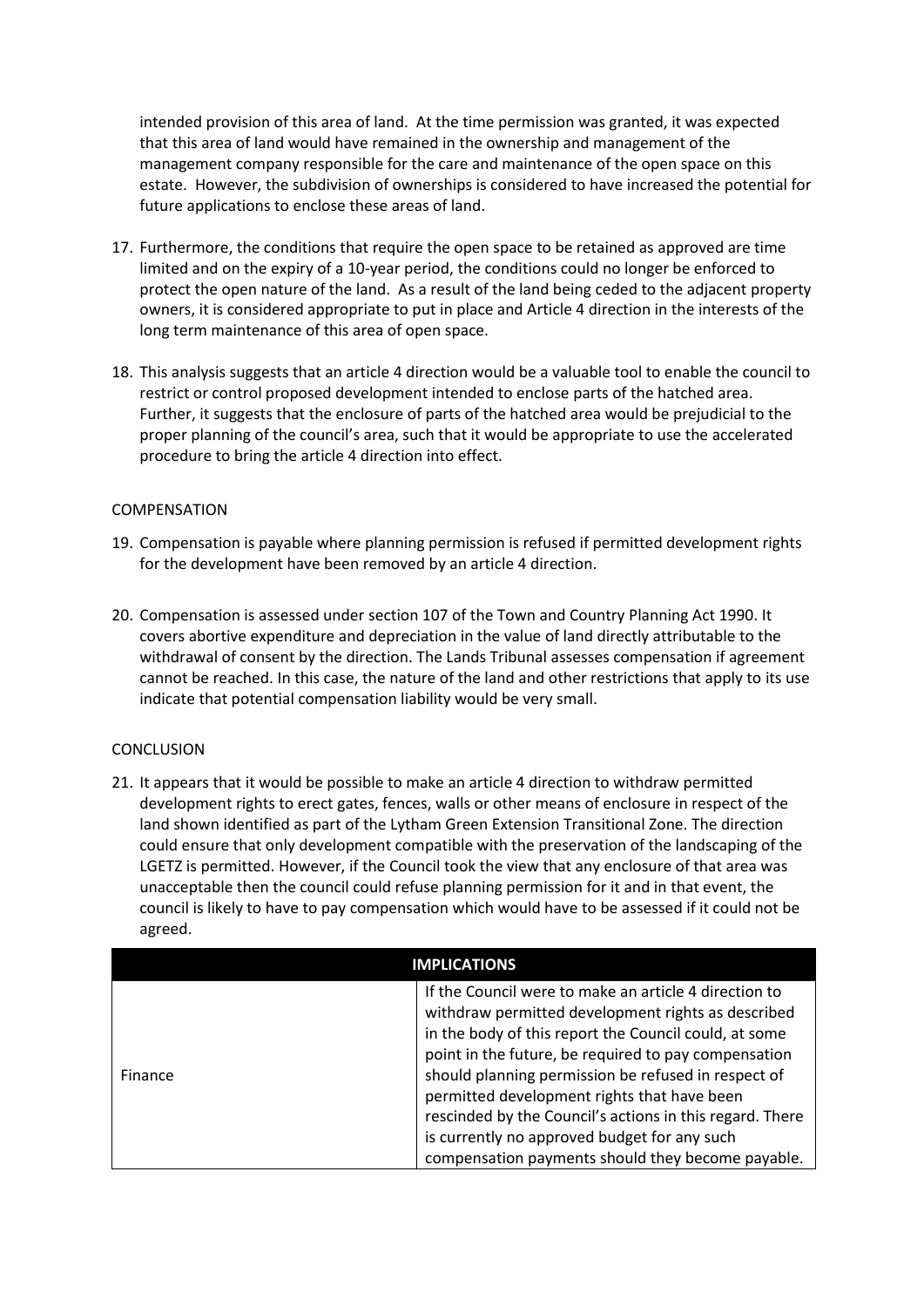intended provision of this area of land. At the time permission was granted, it was expected that this area of land would have remained in the ownership and management of the management company responsible for the care and maintenance of the open space on this estate. However, the subdivision of ownerships is considered to have increased the potential for future applications to enclose these areas of land.

17. Furthermore, the conditions that require the open space to be retained as approved are time limited and on the expiry of a 10-year period, the conditions could no longer be enforced to protect the open nature of the land. As a result of the land being ceded to the adjacent property owners, it is considered appropriate to put in place and Article 4 direction in the interests of the long term maintenance of this area of open space.

18. This analysis suggests that an article 4 direction would be a valuable tool to enable the council to restrict or control proposed development intended to enclose parts of the hatched area. Further, it suggests that the enclosure of parts of the hatched area would be prejudicial to the proper planning of the council's area, such that it would be appropriate to use the accelerated procedure to bring the article 4 direction into effect.

COMPENSATION

19. Compensation is payable where planning permission is refused if permitted development rights for the development have been removed by an article 4 direction.

20. Compensation is assessed under section 107 of the Town and Country Planning Act 1990. It covers abortive expenditure and depreciation in the value of land directly attributable to the withdrawal of consent by the direction. The Lands Tribunal assesses compensation if agreement cannot be reached. In this case, the nature of the land and other restrictions that apply to its use indicate that potential compensation liability would be very small.

CONCLUSION

21. It appears that it would be possible to make an article 4 direction to withdraw permitted development rights to erect gates, fences, walls or other means of enclosure in respect of the land shown identified as part of the Lytham Green Extension Transitional Zone. The direction could ensure that only development compatible with the preservation of the landscaping of the LGETZ is permitted. However, if the Council took the view that any enclosure of that area was unacceptable then the council could refuse planning permission for it and in that event, the council is likely to have to pay compensation which would have to be assessed if it could not be agreed.

| IMPLICATIONS | |
|---|---|
| Finance | If the Council were to make an article 4 direction to withdraw permitted development rights as described in the body of this report the Council could, at some point in the future, be required to pay compensation should planning permission be refused in respect of permitted development rights that have been rescinded by the Council's actions in this regard. There is currently no approved budget for any such compensation payments should they become payable. |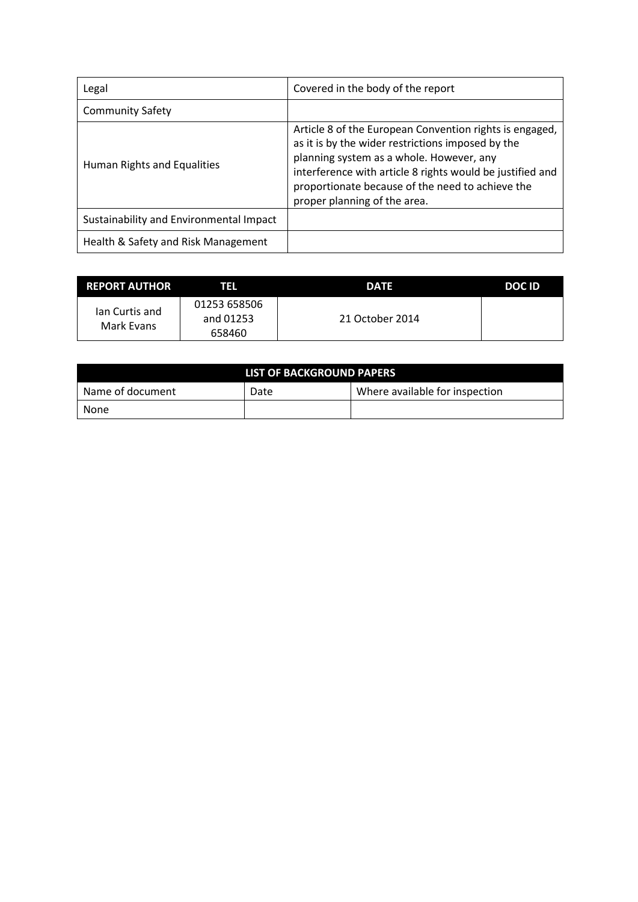| | |
|---|---|
| Legal | Covered in the body of the report |
| Community Safety | |
| Human Rights and Equalities | Article 8 of the European Convention rights is engaged, as it is by the wider restrictions imposed by the planning system as a whole. However, any interference with article 8 rights would be justified and proportionate because of the need to achieve the proper planning of the area. |
| Sustainability and Environmental Impact | |
| Health & Safety and Risk Management | |

| REPORT AUTHOR | TEL | DATE | DOC ID |
|---|---|---|---|
| Ian Curtis and Mark Evans | 01253 658506 and 01253 658460 | 21 October 2014 | |

| LIST OF BACKGROUND PAPERS | | |
|---|---|---|
| Name of document | Date | Where available for inspection |
| None | | |